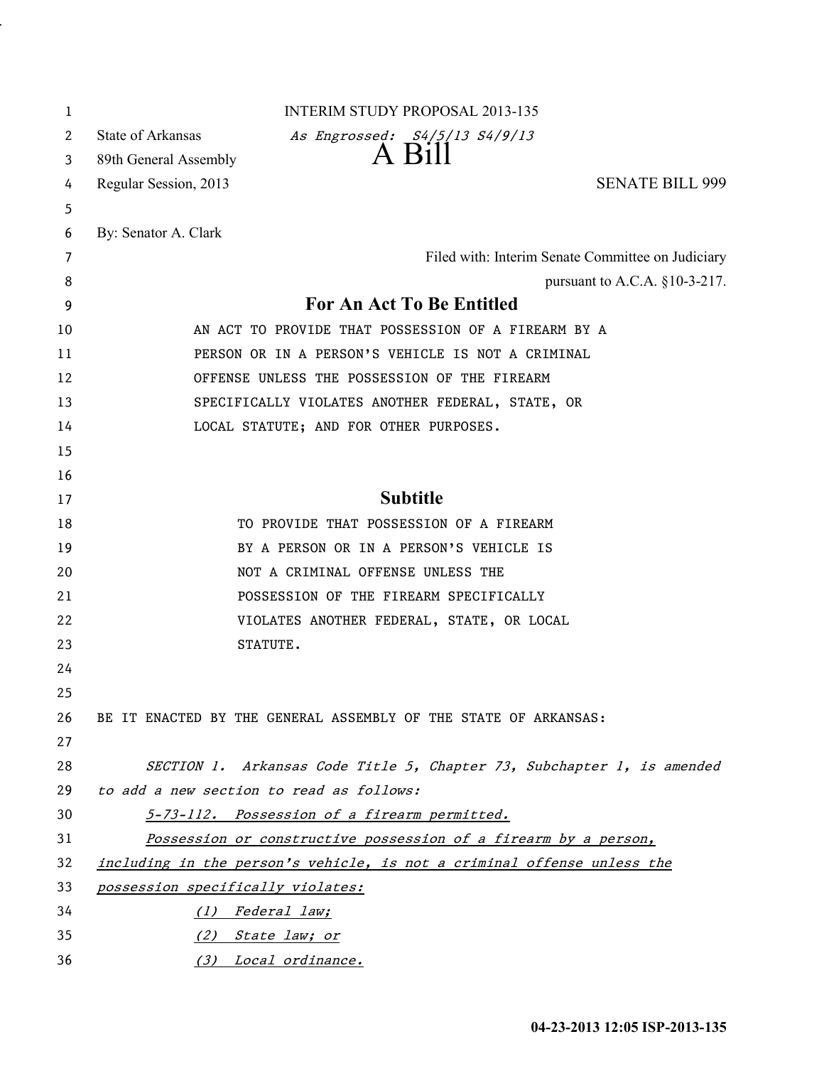INTERIM STUDY PROPOSAL 2013-135

State of Arkansas *As Engrossed: S4/5/13 S4/9/13*

89th General Assembly

# A Bill

Regular Session, 2013 SENATE BILL 999

By: Senator A. Clark

Filed with: Interim Senate Committee on Judiciary pursuant to A.C.A. §10-3-217.

## For An Act To Be Entitled

AN ACT TO PROVIDE THAT POSSESSION OF A FIREARM BY A PERSON OR IN A PERSON'S VEHICLE IS NOT A CRIMINAL OFFENSE UNLESS THE POSSESSION OF THE FIREARM SPECIFICALLY VIOLATES ANOTHER FEDERAL, STATE, OR LOCAL STATUTE; AND FOR OTHER PURPOSES.

## Subtitle

TO PROVIDE THAT POSSESSION OF A FIREARM BY A PERSON OR IN A PERSON'S VEHICLE IS NOT A CRIMINAL OFFENSE UNLESS THE POSSESSION OF THE FIREARM SPECIFICALLY VIOLATES ANOTHER FEDERAL, STATE, OR LOCAL STATUTE.

BE IT ENACTED BY THE GENERAL ASSEMBLY OF THE STATE OF ARKANSAS:

*SECTION 1. Arkansas Code Title 5, Chapter 73, Subchapter 1, is amended to add a new section to read as follows:*

*5-73-112. Possession of a firearm permitted.*

*Possession or constructive possession of a firearm by a person, including in the person's vehicle, is not a criminal offense unless the possession specifically violates:*

*(1) Federal law;*

*(2) State law; or*

*(3) Local ordinance.*

04-23-2013 12:05 ISP-2013-135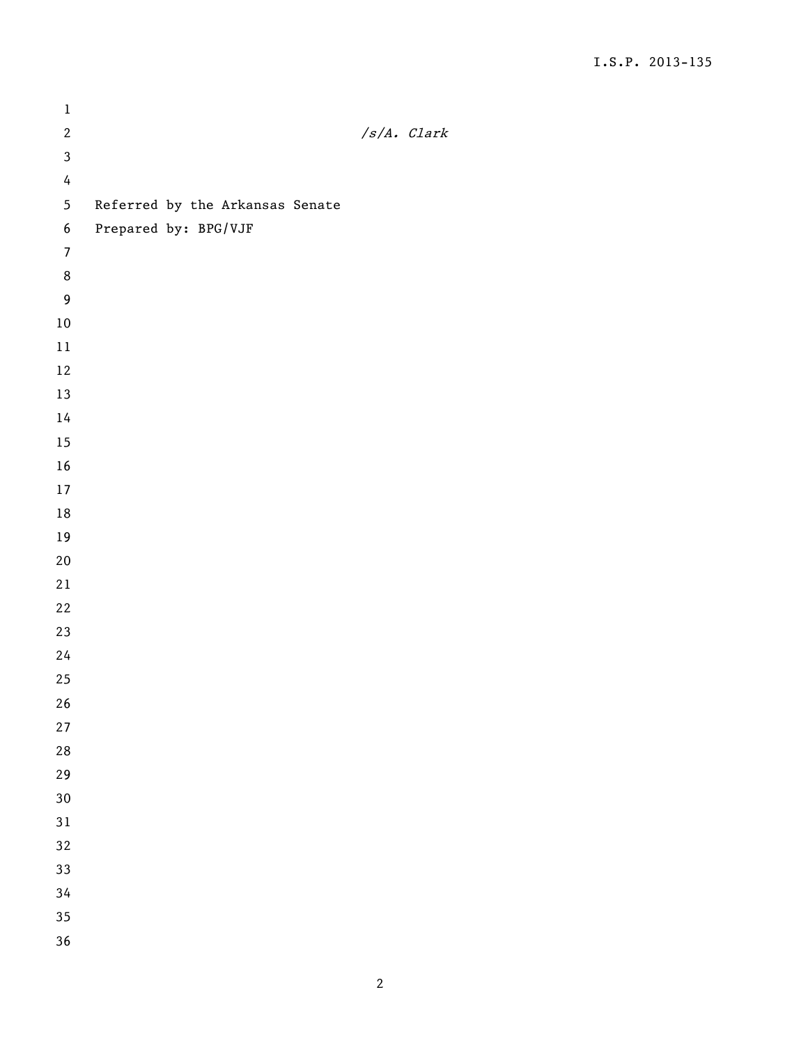*/s/A. Clark*

Referred by the Arkansas Senate

Prepared by: BPG/VJF